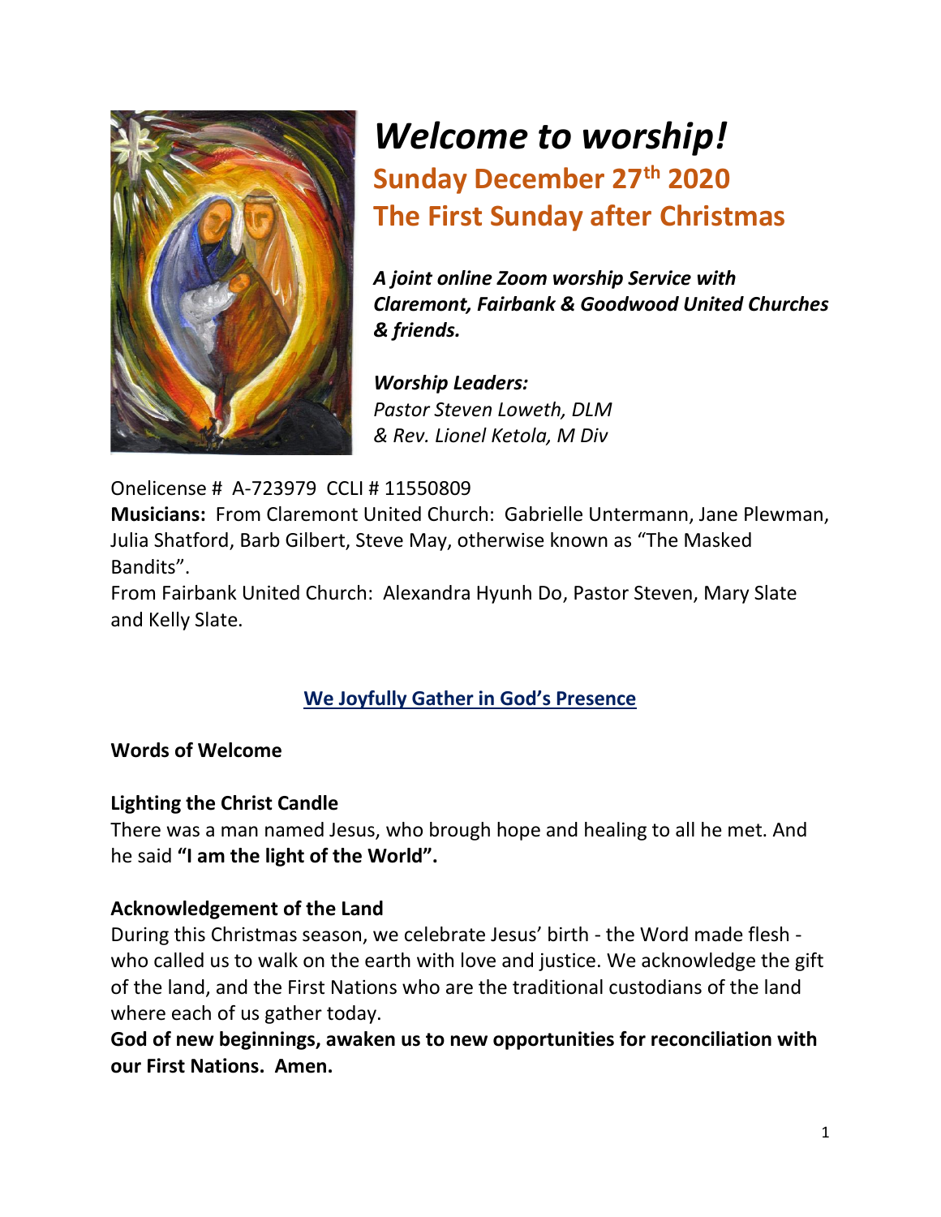# *Welcome to worship!*

## Sunday December 27th 2020
## The First Sunday after Christmas

***A joint online Zoom worship Service with Claremont, Fairbank & Goodwood United Churches & friends.***

***Worship Leaders:***
*Pastor Steven Loweth, DLM*
*& Rev. Lionel Ketola, M Div*

Onelicense # A-723979 CCLI # 11550809

**Musicians:** From Claremont United Church: Gabrielle Untermann, Jane Plewman, Julia Shatford, Barb Gilbert, Steve May, otherwise known as "The Masked Bandits".
From Fairbank United Church: Alexandra Hyunh Do, Pastor Steven, Mary Slate and Kelly Slate.

## We Joyfully Gather in God's Presence

**Words of Welcome**

**Lighting the Christ Candle**

There was a man named Jesus, who brough hope and healing to all he met. And he said **"I am the light of the World".**

**Acknowledgement of the Land**

During this Christmas season, we celebrate Jesus' birth - the Word made flesh - who called us to walk on the earth with love and justice. We acknowledge the gift of the land, and the First Nations who are the traditional custodians of the land where each of us gather today.

**God of new beginnings, awaken us to new opportunities for reconciliation with our First Nations. Amen.**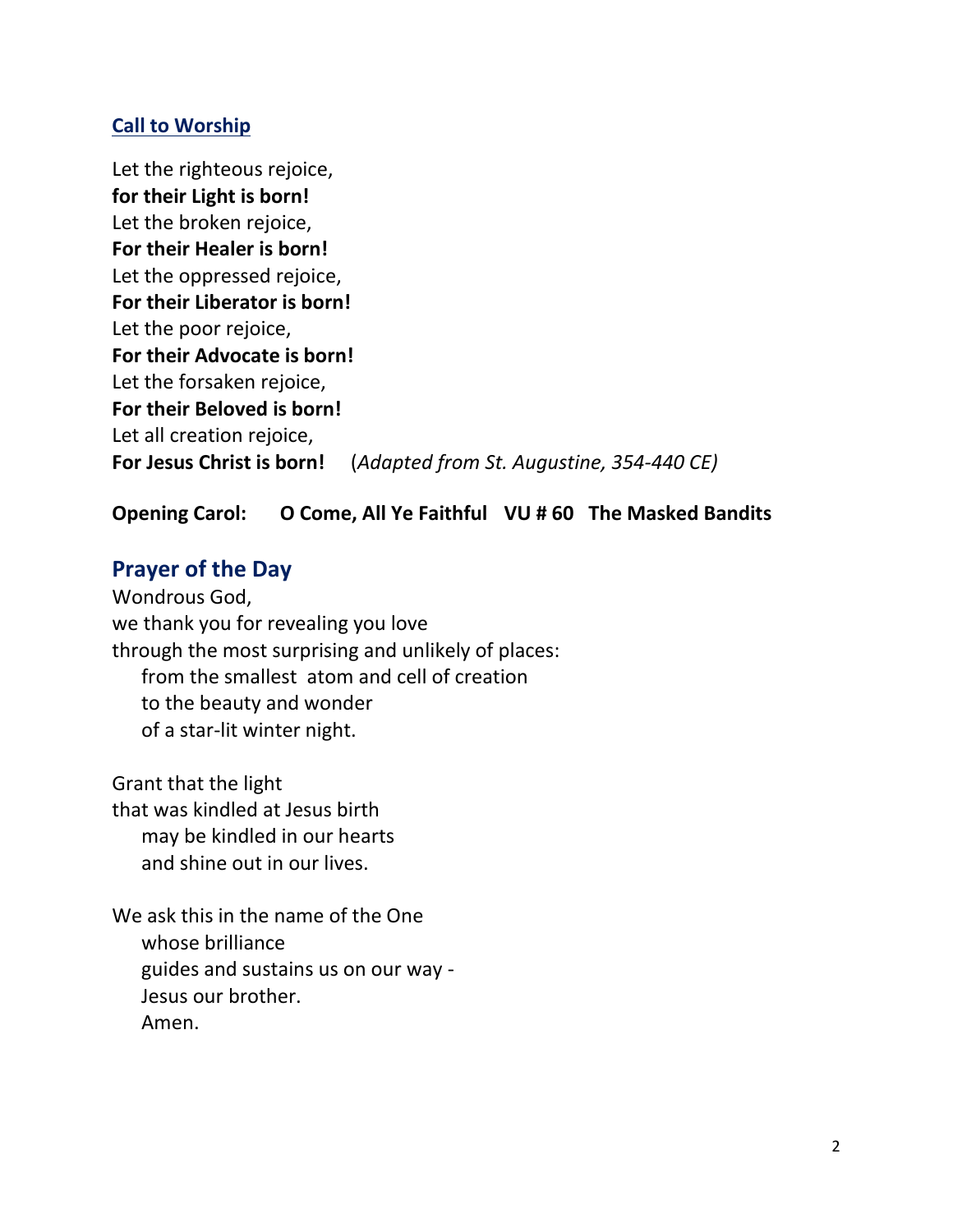## Call to Worship

Let the righteous rejoice,
**for their Light is born!**
Let the broken rejoice,
**For their Healer is born!**
Let the oppressed rejoice,
**For their Liberator is born!**
Let the poor rejoice,
**For their Advocate is born!**
Let the forsaken rejoice,
**For their Beloved is born!**
Let all creation rejoice,
**For Jesus Christ is born!** (*Adapted from St. Augustine, 354-440 CE)*

**Opening Carol: O Come, All Ye Faithful VU # 60 The Masked Bandits**

## Prayer of the Day

Wondrous God,
we thank you for revealing you love
through the most surprising and unlikely of places:
from the smallest atom and cell of creation
to the beauty and wonder
of a star-lit winter night.

Grant that the light
that was kindled at Jesus birth
may be kindled in our hearts
and shine out in our lives.

We ask this in the name of the One
whose brilliance
guides and sustains us on our way -
Jesus our brother.
Amen.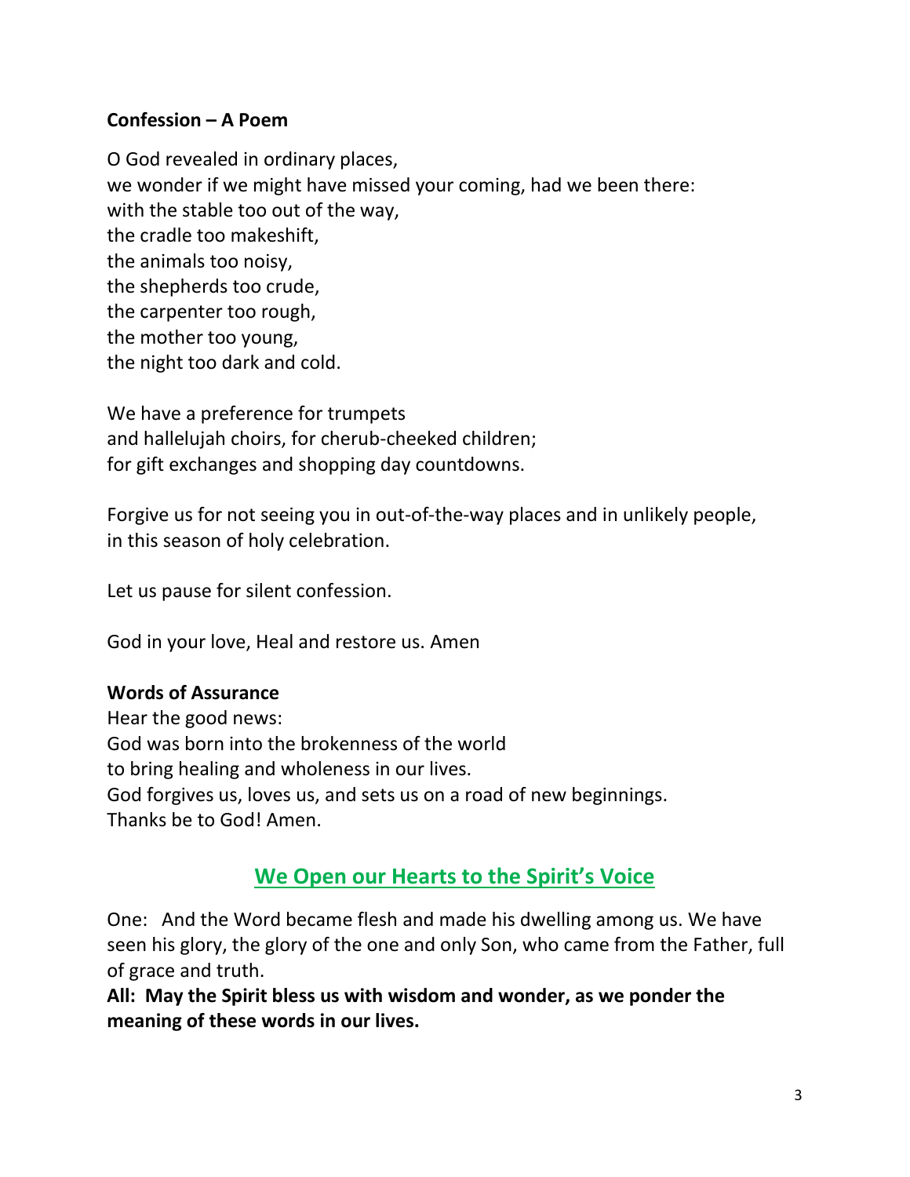**Confession – A Poem**

O God revealed in ordinary places,
we wonder if we might have missed your coming, had we been there:
with the stable too out of the way,
the cradle too makeshift,
the animals too noisy,
the shepherds too crude,
the carpenter too rough,
the mother too young,
the night too dark and cold.

We have a preference for trumpets
and hallelujah choirs, for cherub-cheeked children;
for gift exchanges and shopping day countdowns.

Forgive us for not seeing you in out-of-the-way places and in unlikely people,
in this season of holy celebration.

Let us pause for silent confession.

God in your love, Heal and restore us. Amen

**Words of Assurance**
Hear the good news:
God was born into the brokenness of the world
to bring healing and wholeness in our lives.
God forgives us, loves us, and sets us on a road of new beginnings.
Thanks be to God! Amen.

## We Open our Hearts to the Spirit's Voice

One: And the Word became flesh and made his dwelling among us. We have seen his glory, the glory of the one and only Son, who came from the Father, full of grace and truth.

**All: May the Spirit bless us with wisdom and wonder, as we ponder the meaning of these words in our lives.**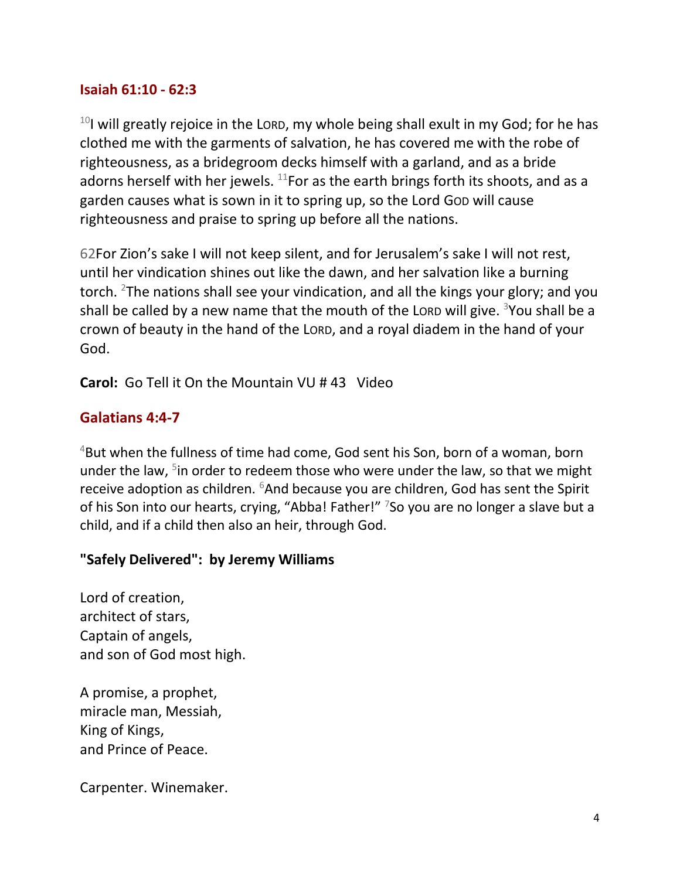### Isaiah 61:10 - 62:3

[10]I will greatly rejoice in the LORD, my whole being shall exult in my God; for he has clothed me with the garments of salvation, he has covered me with the robe of righteousness, as a bridegroom decks himself with a garland, and as a bride adorns herself with her jewels. [11]For as the earth brings forth its shoots, and as a garden causes what is sown in it to spring up, so the Lord GOD will cause righteousness and praise to spring up before all the nations.

62For Zion's sake I will not keep silent, and for Jerusalem's sake I will not rest, until her vindication shines out like the dawn, and her salvation like a burning torch. [2]The nations shall see your vindication, and all the kings your glory; and you shall be called by a new name that the mouth of the LORD will give. [3]You shall be a crown of beauty in the hand of the LORD, and a royal diadem in the hand of your God.

**Carol:** Go Tell it On the Mountain VU # 43 Video

### Galatians 4:4-7

[4]But when the fullness of time had come, God sent his Son, born of a woman, born under the law, [5]in order to redeem those who were under the law, so that we might receive adoption as children. [6]And because you are children, God has sent the Spirit of his Son into our hearts, crying, "Abba! Father!" [7]So you are no longer a slave but a child, and if a child then also an heir, through God.

**"Safely Delivered": by Jeremy Williams**

Lord of creation,
architect of stars,
Captain of angels,
and son of God most high.

A promise, a prophet,
miracle man, Messiah,
King of Kings,
and Prince of Peace.

Carpenter. Winemaker.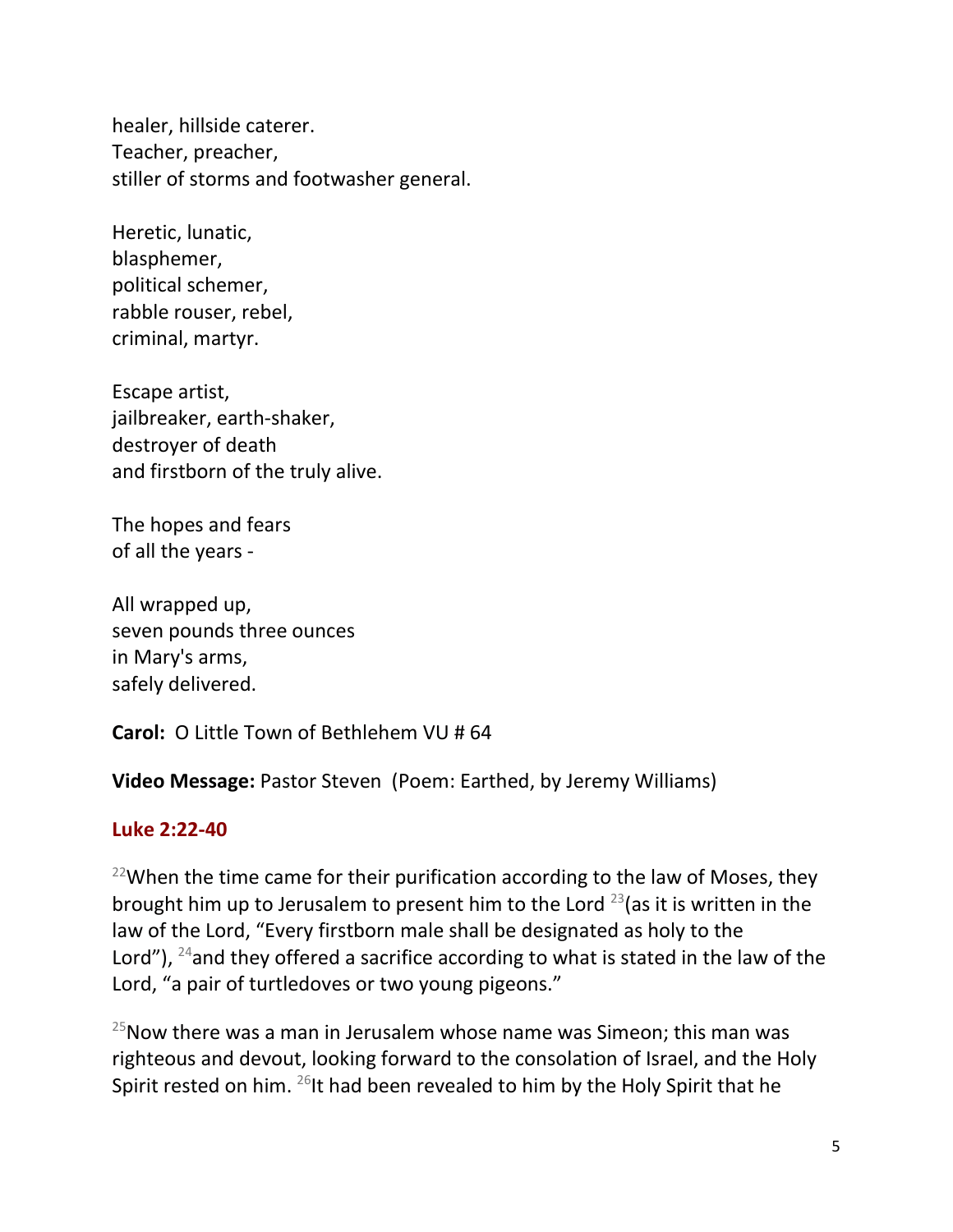healer, hillside caterer.
Teacher, preacher,
stiller of storms and footwasher general.

Heretic, lunatic,
blasphemer,
political schemer,
rabble rouser, rebel,
criminal, martyr.

Escape artist,
jailbreaker, earth-shaker,
destroyer of death
and firstborn of the truly alive.

The hopes and fears
of all the years -

All wrapped up,
seven pounds three ounces
in Mary's arms,
safely delivered.

**Carol:** O Little Town of Bethlehem VU # 64

**Video Message:** Pastor Steven (Poem: Earthed, by Jeremy Williams)

## Luke 2:22-40

[22]When the time came for their purification according to the law of Moses, they brought him up to Jerusalem to present him to the Lord [23](as it is written in the law of the Lord, "Every firstborn male shall be designated as holy to the Lord"), [24]and they offered a sacrifice according to what is stated in the law of the Lord, "a pair of turtledoves or two young pigeons."

[25]Now there was a man in Jerusalem whose name was Simeon; this man was righteous and devout, looking forward to the consolation of Israel, and the Holy Spirit rested on him. [26]It had been revealed to him by the Holy Spirit that he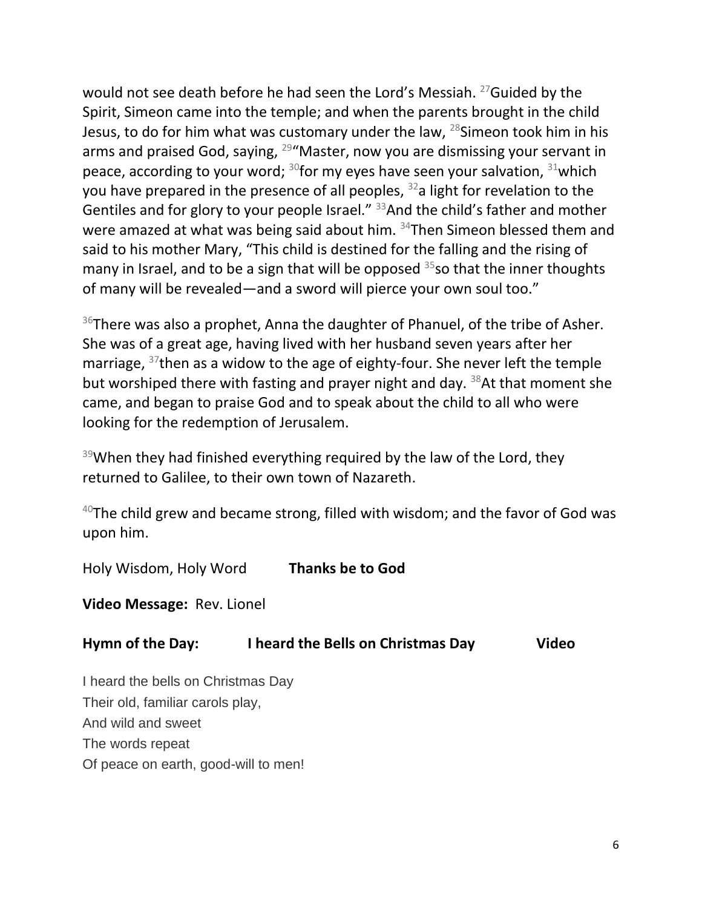would not see death before he had seen the Lord's Messiah. [27]Guided by the Spirit, Simeon came into the temple; and when the parents brought in the child Jesus, to do for him what was customary under the law, [28]Simeon took him in his arms and praised God, saying, [29]"Master, now you are dismissing your servant in peace, according to your word; [30]for my eyes have seen your salvation, [31]which you have prepared in the presence of all peoples, [32]a light for revelation to the Gentiles and for glory to your people Israel." [33]And the child's father and mother were amazed at what was being said about him. [34]Then Simeon blessed them and said to his mother Mary, "This child is destined for the falling and the rising of many in Israel, and to be a sign that will be opposed [35]so that the inner thoughts of many will be revealed—and a sword will pierce your own soul too."

[36]There was also a prophet, Anna the daughter of Phanuel, of the tribe of Asher. She was of a great age, having lived with her husband seven years after her marriage, [37]then as a widow to the age of eighty-four. She never left the temple but worshiped there with fasting and prayer night and day. [38]At that moment she came, and began to praise God and to speak about the child to all who were looking for the redemption of Jerusalem.

[39]When they had finished everything required by the law of the Lord, they returned to Galilee, to their own town of Nazareth.

[40]The child grew and became strong, filled with wisdom; and the favor of God was upon him.

Holy Wisdom, Holy Word **Thanks be to God**

**Video Message:** Rev. Lionel

**Hymn of the Day: I heard the Bells on Christmas Day Video**

I heard the bells on Christmas Day
Their old, familiar carols play,
And wild and sweet
The words repeat
Of peace on earth, good-will to men!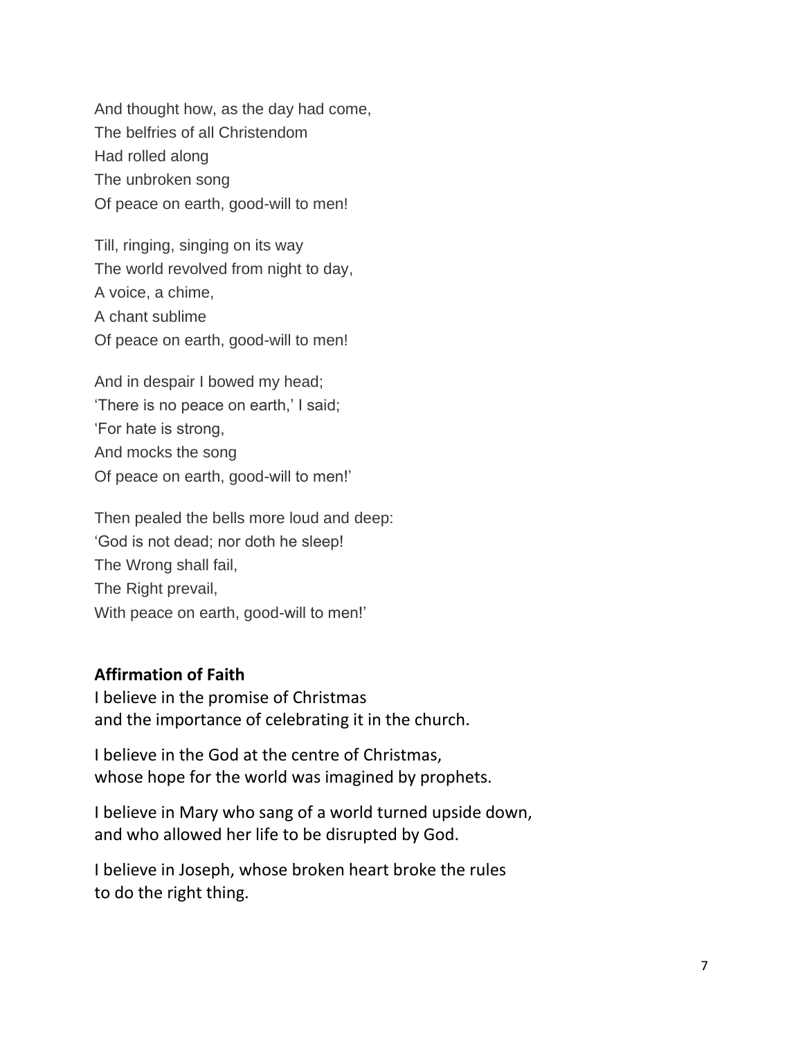And thought how, as the day had come,  
The belfries of all Christendom  
Had rolled along  
The unbroken song  
Of peace on earth, good-will to men!

Till, ringing, singing on its way  
The world revolved from night to day,  
A voice, a chime,  
A chant sublime  
Of peace on earth, good-will to men!

And in despair I bowed my head;  
'There is no peace on earth,' I said;  
'For hate is strong,  
And mocks the song  
Of peace on earth, good-will to men!'

Then pealed the bells more loud and deep:  
'God is not dead; nor doth he sleep!  
The Wrong shall fail,  
The Right prevail,  
With peace on earth, good-will to men!'

**Affirmation of Faith**

I believe in the promise of Christmas  
and the importance of celebrating it in the church.

I believe in the God at the centre of Christmas,  
whose hope for the world was imagined by prophets.

I believe in Mary who sang of a world turned upside down,  
and who allowed her life to be disrupted by God.

I believe in Joseph, whose broken heart broke the rules  
to do the right thing.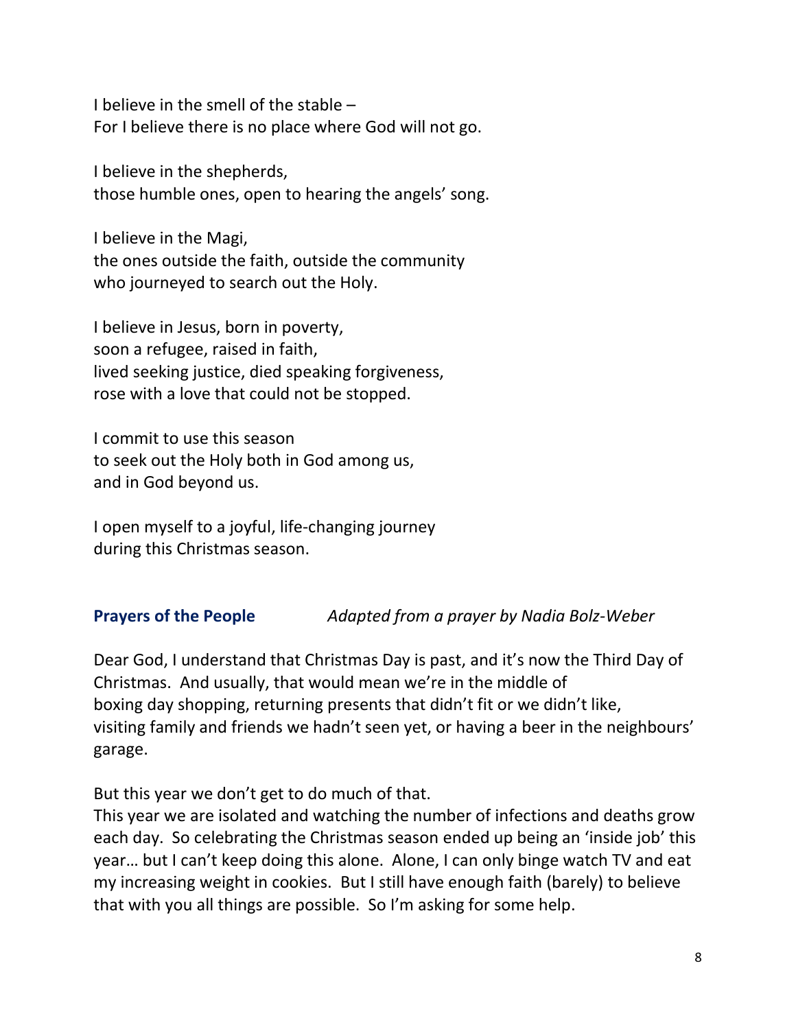I believe in the smell of the stable –  
For I believe there is no place where God will not go.

I believe in the shepherds,  
those humble ones, open to hearing the angels' song.

I believe in the Magi,  
the ones outside the faith, outside the community  
who journeyed to search out the Holy.

I believe in Jesus, born in poverty,  
soon a refugee, raised in faith,  
lived seeking justice, died speaking forgiveness,  
rose with a love that could not be stopped.

I commit to use this season  
to seek out the Holy both in God among us,  
and in God beyond us.

I open myself to a joyful, life-changing journey  
during this Christmas season.

**Prayers of the People** *Adapted from a prayer by Nadia Bolz-Weber*

Dear God, I understand that Christmas Day is past, and it's now the Third Day of Christmas. And usually, that would mean we're in the middle of boxing day shopping, returning presents that didn't fit or we didn't like, visiting family and friends we hadn't seen yet, or having a beer in the neighbours' garage.

But this year we don't get to do much of that.  
This year we are isolated and watching the number of infections and deaths grow each day. So celebrating the Christmas season ended up being an 'inside job' this year… but I can't keep doing this alone. Alone, I can only binge watch TV and eat my increasing weight in cookies. But I still have enough faith (barely) to believe that with you all things are possible. So I'm asking for some help.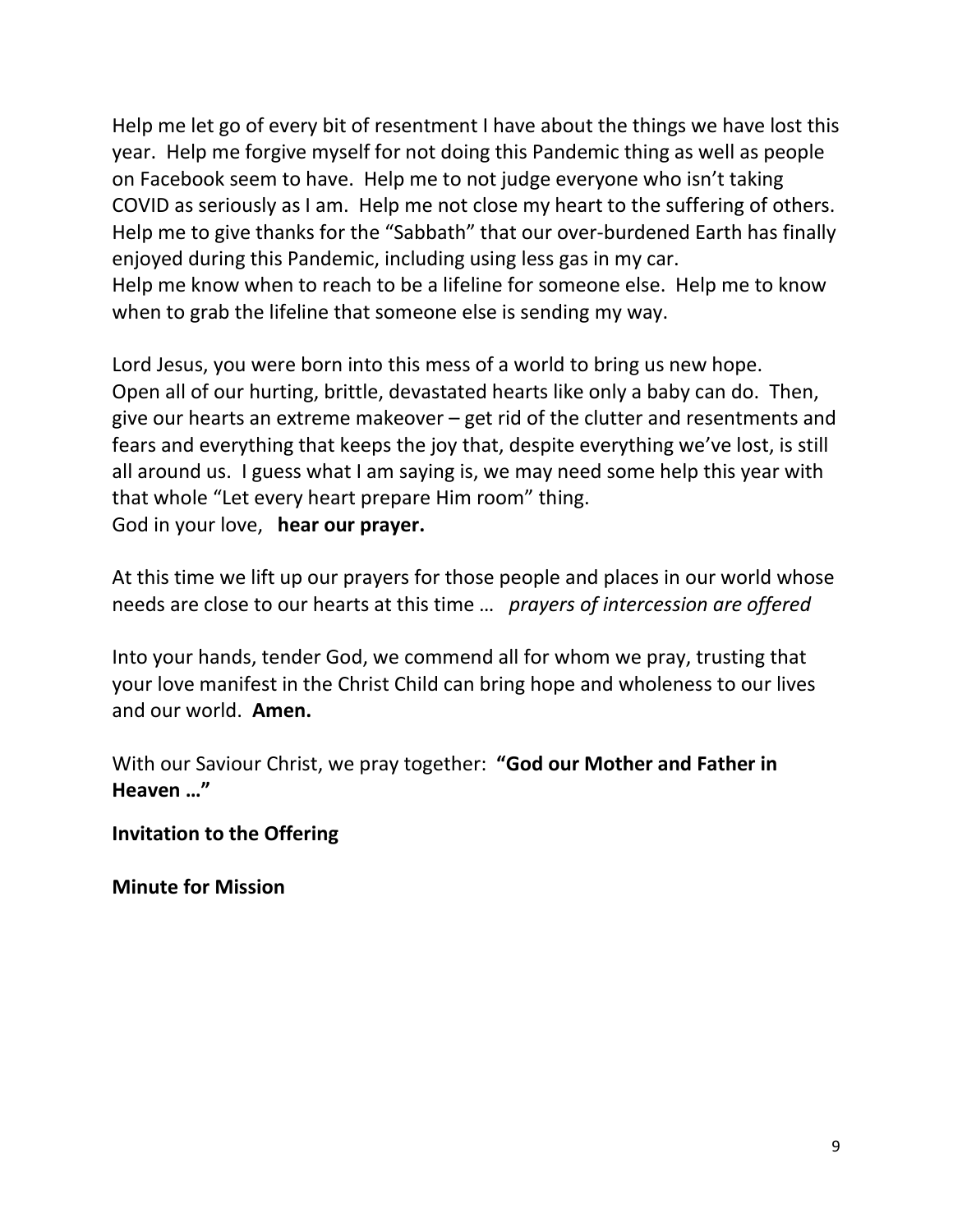Help me let go of every bit of resentment I have about the things we have lost this year. Help me forgive myself for not doing this Pandemic thing as well as people on Facebook seem to have. Help me to not judge everyone who isn't taking COVID as seriously as I am. Help me not close my heart to the suffering of others. Help me to give thanks for the "Sabbath" that our over-burdened Earth has finally enjoyed during this Pandemic, including using less gas in my car.
Help me know when to reach to be a lifeline for someone else. Help me to know when to grab the lifeline that someone else is sending my way.

Lord Jesus, you were born into this mess of a world to bring us new hope.
Open all of our hurting, brittle, devastated hearts like only a baby can do. Then, give our hearts an extreme makeover – get rid of the clutter and resentments and fears and everything that keeps the joy that, despite everything we've lost, is still all around us. I guess what I am saying is, we may need some help this year with that whole "Let every heart prepare Him room" thing.
God in your love, **hear our prayer.**

At this time we lift up our prayers for those people and places in our world whose needs are close to our hearts at this time … *prayers of intercession are offered*

Into your hands, tender God, we commend all for whom we pray, trusting that your love manifest in the Christ Child can bring hope and wholeness to our lives and our world. **Amen.**

With our Saviour Christ, we pray together: **"God our Mother and Father in Heaven …"**

**Invitation to the Offering**

**Minute for Mission**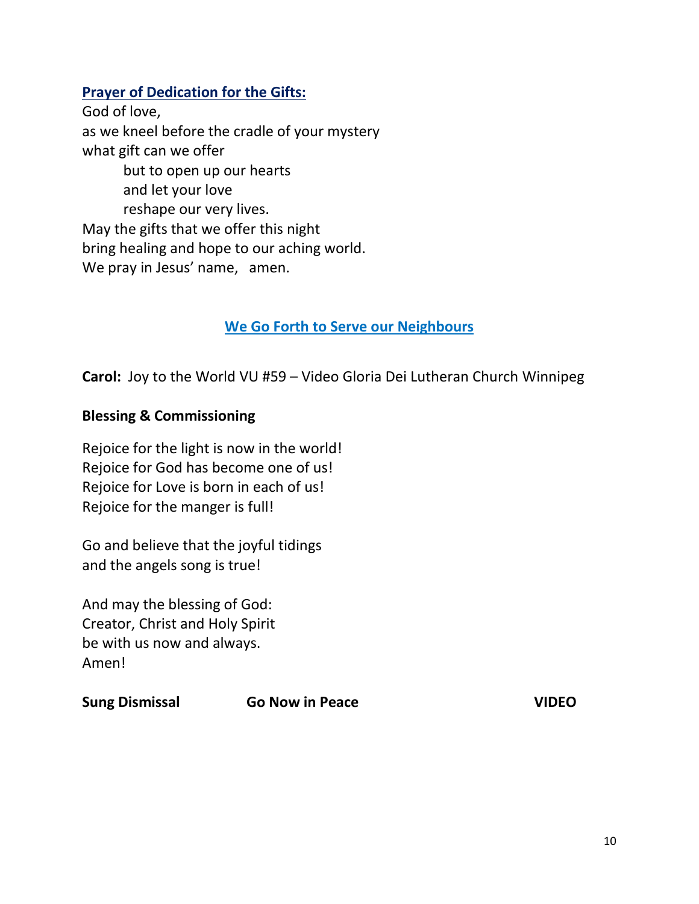**Prayer of Dedication for the Gifts:**

God of love,
as we kneel before the cradle of your mystery
what gift can we offer
    but to open up our hearts
    and let your love
    reshape our very lives.
May the gifts that we offer this night
bring healing and hope to our aching world.
We pray in Jesus' name,   amen.

## We Go Forth to Serve our Neighbours

**Carol:** Joy to the World VU #59 – Video Gloria Dei Lutheran Church Winnipeg

**Blessing & Commissioning**

Rejoice for the light is now in the world!
Rejoice for God has become one of us!
Rejoice for Love is born in each of us!
Rejoice for the manger is full!

Go and believe that the joyful tidings
and the angels song is true!

And may the blessing of God:
Creator, Christ and Holy Spirit
be with us now and always.
Amen!

**Sung Dismissal** **Go Now in Peace** **VIDEO**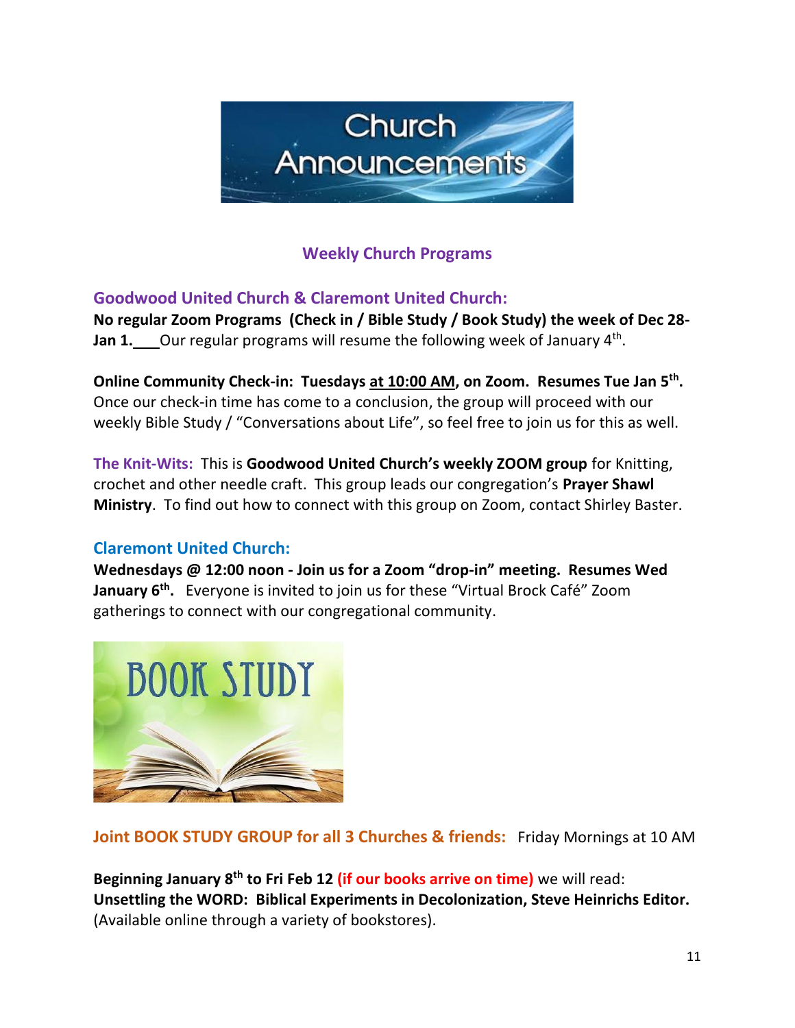# Church Announcements

## Weekly Church Programs

### Goodwood United Church & Claremont United Church:

**No regular Zoom Programs (Check in / Bible Study / Book Study) the week of Dec 28-Jan 1.** Our regular programs will resume the following week of January 4th.

**Online Community Check-in: Tuesdays at 10:00 AM, on Zoom. Resumes Tue Jan 5th.** Once our check-in time has come to a conclusion, the group will proceed with our weekly Bible Study / "Conversations about Life", so feel free to join us for this as well.

**The Knit-Wits:** This is **Goodwood United Church's weekly ZOOM group** for Knitting, crochet and other needle craft. This group leads our congregation's **Prayer Shawl Ministry**. To find out how to connect with this group on Zoom, contact Shirley Baster.

### Claremont United Church:

**Wednesdays @ 12:00 noon - Join us for a Zoom "drop-in" meeting. Resumes Wed January 6th.** Everyone is invited to join us for these "Virtual Brock Café" Zoom gatherings to connect with our congregational community.

BOOK STUDY

**Joint BOOK STUDY GROUP for all 3 Churches & friends:** Friday Mornings at 10 AM

**Beginning January 8th to Fri Feb 12 (if our books arrive on time)** we will read: **Unsettling the WORD: Biblical Experiments in Decolonization, Steve Heinrichs Editor.** (Available online through a variety of bookstores).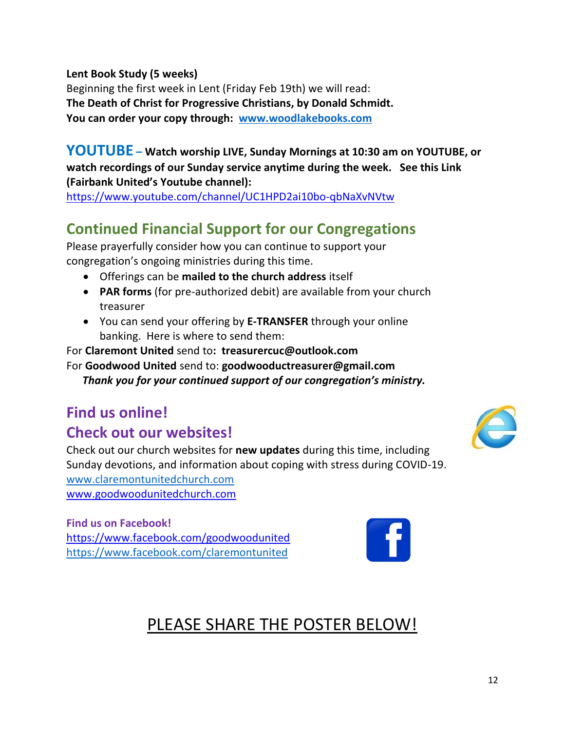**Lent Book Study (5 weeks)**

Beginning the first week in Lent (Friday Feb 19th) we will read:

**The Death of Christ for Progressive Christians, by Donald Schmidt.**

**You can order your copy through: www.woodlakebooks.com**

## YOUTUBE – Watch worship LIVE, Sunday Mornings at 10:30 am on YOUTUBE, or watch recordings of our Sunday service anytime during the week. See this Link (Fairbank United's Youtube channel):

https://www.youtube.com/channel/UC1HPD2ai10bo-qbNaXvNVtw

## Continued Financial Support for our Congregations

Please prayerfully consider how you can continue to support your congregation's ongoing ministries during this time.

- Offerings can be **mailed to the church address** itself
- **PAR forms** (for pre-authorized debit) are available from your church treasurer
- You can send your offering by **E-TRANSFER** through your online banking. Here is where to send them:

For **Claremont United** send to**: treasurercuc@outlook.com**

For **Goodwood United** send to: **goodwooductreasurer@gmail.com**

***Thank you for your continued support of our congregation's ministry.***

## Find us online!

## Check out our websites!

Check out our church websites for **new updates** during this time, including Sunday devotions, and information about coping with stress during COVID-19.

www.claremontunitedchurch.com

www.goodwoodunitedchurch.com

**Find us on Facebook!**

https://www.facebook.com/goodwoodunited

https://www.facebook.com/claremontunited

PLEASE SHARE THE POSTER BELOW!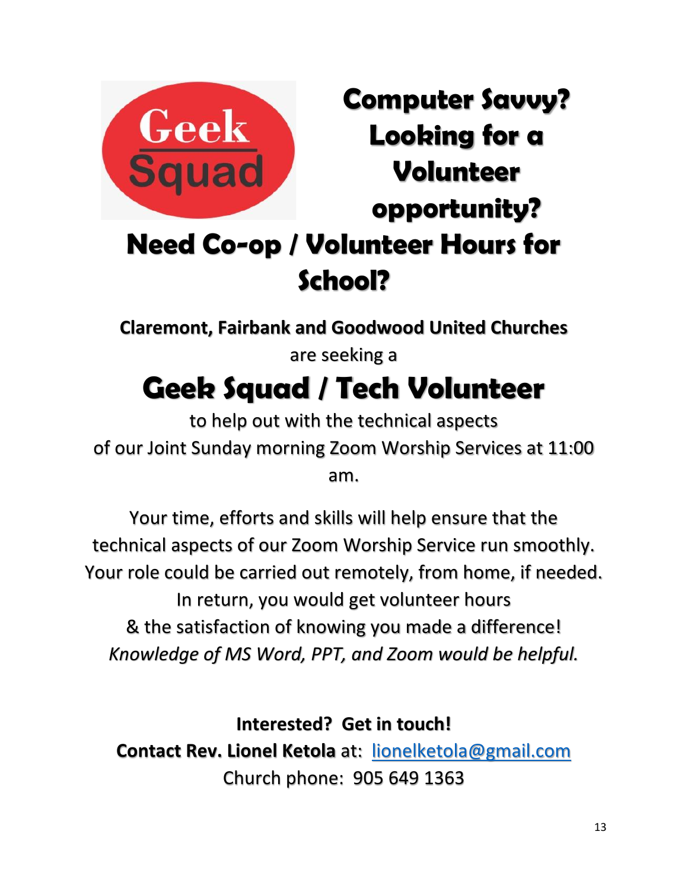Geek Squad

# Computer Savvy? Looking for a Volunteer opportunity?

# Need Co-op / Volunteer Hours for School?

**Claremont, Fairbank and Goodwood United Churches**
are seeking a

# Geek Squad / Tech Volunteer

to help out with the technical aspects
of our Joint Sunday morning Zoom Worship Services at 11:00 am.

Your time, efforts and skills will help ensure that the technical aspects of our Zoom Worship Service run smoothly. Your role could be carried out remotely, from home, if needed. In return, you would get volunteer hours & the satisfaction of knowing you made a difference!
*Knowledge of MS Word, PPT, and Zoom would be helpful.*

**Interested? Get in touch!**
**Contact Rev. Lionel Ketola** at: lionelketola@gmail.com
Church phone: 905 649 1363